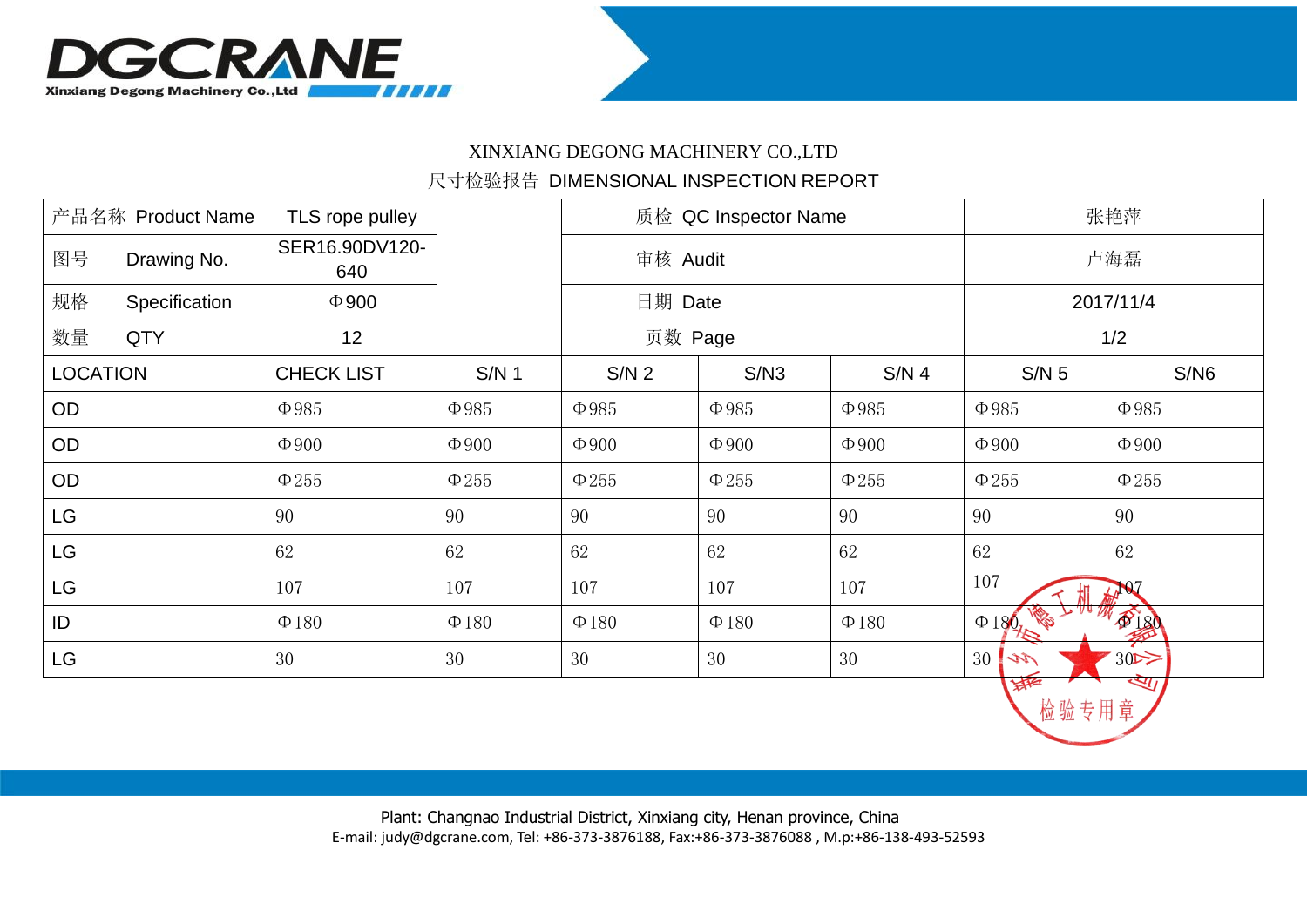DGCRANE
Xinxiang Degong Machinery Co.,Ltd

XINXIANG DEGONG MACHINERY CO.,LTD

尺寸检验报告 DIMENSIONAL INSPECTION REPORT

| 产品名称 Product Name | TLS rope pulley | | 质检 QC Inspector Name | | | 张艳萍 | |
|---|---|---|---|---|---|---|---|
| 图号 Drawing No. | SER16.90DV120-640 | | 审核 Audit | | | 卢海磊 | |
| 规格 Specification | Φ900 | | 日期 Date | | | 2017/11/4 | |
| 数量 QTY | 12 | | 页数 Page | | | 1/2 | |
| LOCATION | CHECK LIST | S/N 1 | S/N 2 | S/N3 | S/N 4 | S/N 5 | S/N6 |
| OD | Φ985 | Φ985 | Φ985 | Φ985 | Φ985 | Φ985 | Φ985 |
| OD | Φ900 | Φ900 | Φ900 | Φ900 | Φ900 | Φ900 | Φ900 |
| OD | Φ255 | Φ255 | Φ255 | Φ255 | Φ255 | Φ255 | Φ255 |
| LG | 90 | 90 | 90 | 90 | 90 | 90 | 90 |
| LG | 62 | 62 | 62 | 62 | 62 | 62 | 62 |
| LG | 107 | 107 | 107 | 107 | 107 | 107 | 107 |
| ID | Φ180 | Φ180 | Φ180 | Φ180 | Φ180 | Φ180 | Φ180 |
| LG | 30 | 30 | 30 | 30 | 30 | 30 | 30 |

新乡市德工机械有限公司 检验专用章

Plant: Changnao Industrial District, Xinxiang city, Henan province, China
E-mail: judy@dgcrane.com, Tel: +86-373-3876188, Fax:+86-373-3876088 , M.p:+86-138-493-52593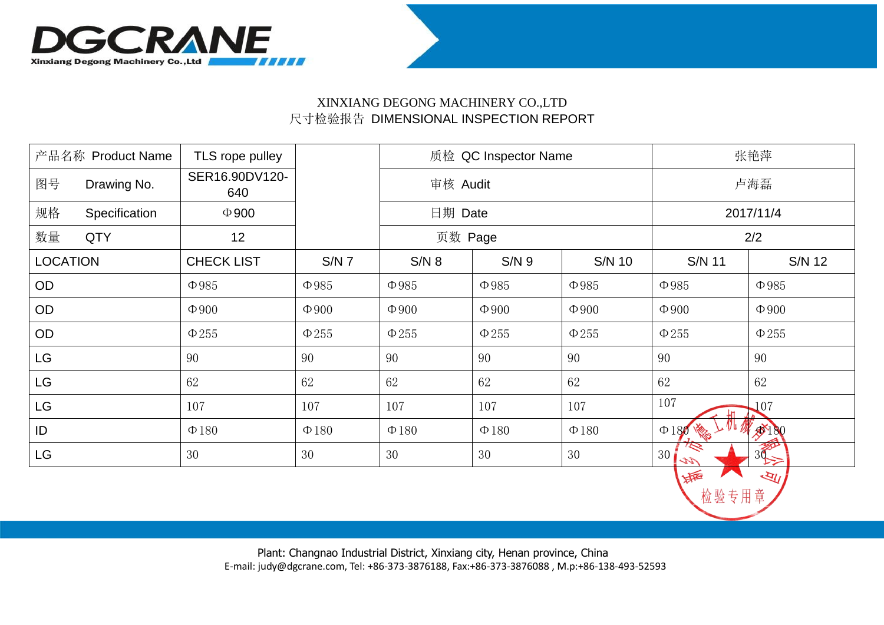XINXIANG DEGONG MACHINERY CO.,LTD

尺寸检验报告 DIMENSIONAL INSPECTION REPORT

| 产品名称 Product Name | TLS rope pulley | | 质检 QC Inspector Name | | | 张艳萍 | |
|---|---|---|---|---|---|---|---|
| 图号 Drawing No. | SER16.90DV120-640 | | 审核 Audit | | | 卢海磊 | |
| 规格 Specification | Φ900 | | 日期 Date | | | 2017/11/4 | |
| 数量 QTY | 12 | | 页数 Page | | | 2/2 | |
| LOCATION | CHECK LIST | S/N 7 | S/N 8 | S/N 9 | S/N 10 | S/N 11 | S/N 12 |
| OD | Φ985 | Φ985 | Φ985 | Φ985 | Φ985 | Φ985 | Φ985 |
| OD | Φ900 | Φ900 | Φ900 | Φ900 | Φ900 | Φ900 | Φ900 |
| OD | Φ255 | Φ255 | Φ255 | Φ255 | Φ255 | Φ255 | Φ255 |
| LG | 90 | 90 | 90 | 90 | 90 | 90 | 90 |
| LG | 62 | 62 | 62 | 62 | 62 | 62 | 62 |
| LG | 107 | 107 | 107 | 107 | 107 | 107 | 107 |
| ID | Φ180 | Φ180 | Φ180 | Φ180 | Φ180 | Φ180 | Φ180 |
| LG | 30 | 30 | 30 | 30 | 30 | 30 | 30 |

新乡市德工机械有限公司 检验专用章

Plant: Changnao Industrial District, Xinxiang city, Henan province, China

E-mail: judy@dgcrane.com, Tel: +86-373-3876188, Fax:+86-373-3876088 , M.p:+86-138-493-52593